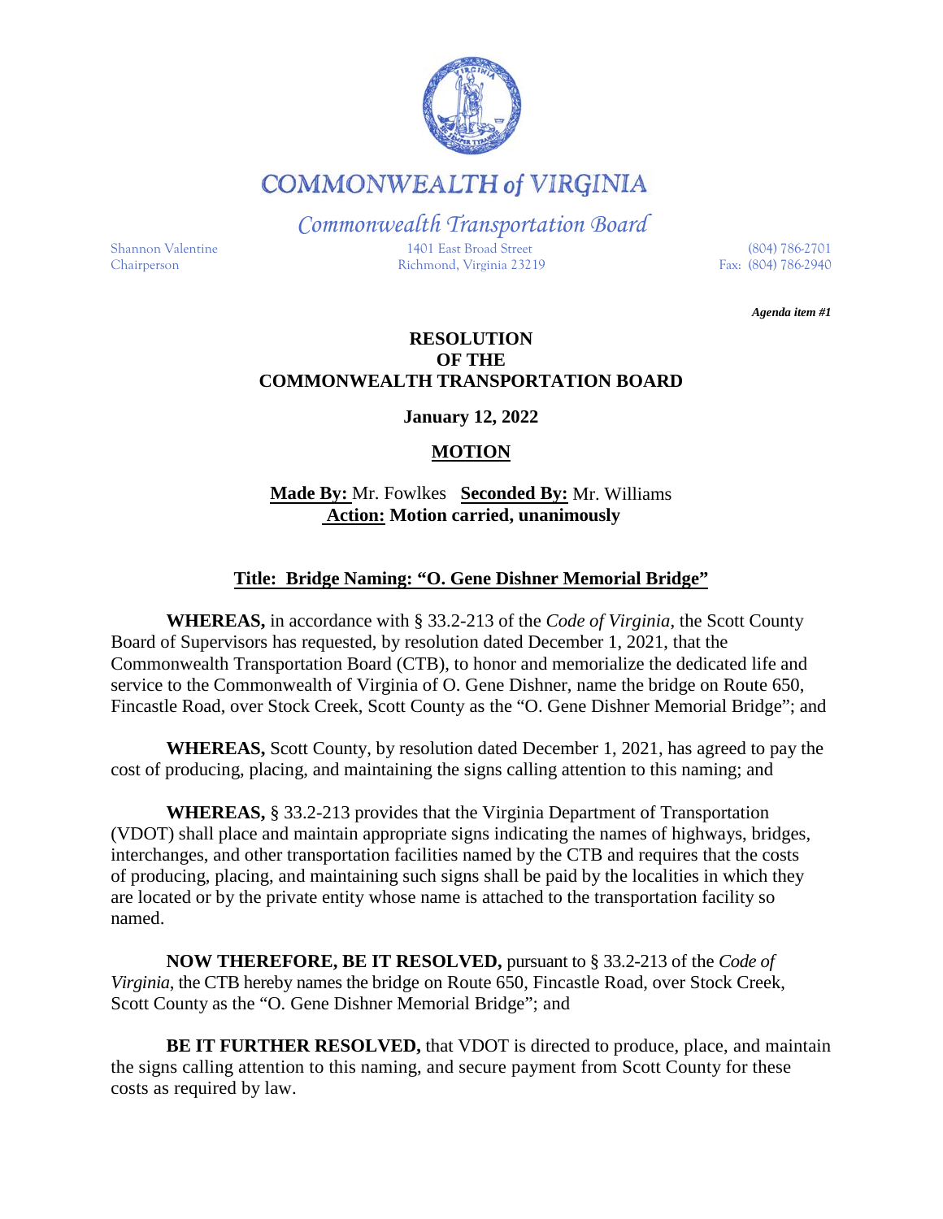# COMMONWEALTH of VIRGINIA

*Commonwealth Transportation Board*

Shannon Valentine
Chairperson

1401 East Broad Street
Richmond, Virginia 23219

(804) 786-2701
Fax: (804) 786-2940

***Agenda item #1***

**RESOLUTION**
**OF THE**
**COMMONWEALTH TRANSPORTATION BOARD**

**January 12, 2022**

**MOTION**

**Made By:** Mr. Fowlkes **Seconded By:** Mr. Williams
**Action: Motion carried, unanimously**

**Title: Bridge Naming: "O. Gene Dishner Memorial Bridge"**

**WHEREAS,** in accordance with § 33.2-213 of the *Code of Virginia*, the Scott County Board of Supervisors has requested, by resolution dated December 1, 2021, that the Commonwealth Transportation Board (CTB), to honor and memorialize the dedicated life and service to the Commonwealth of Virginia of O. Gene Dishner, name the bridge on Route 650, Fincastle Road, over Stock Creek, Scott County as the "O. Gene Dishner Memorial Bridge"; and

**WHEREAS,** Scott County, by resolution dated December 1, 2021, has agreed to pay the cost of producing, placing, and maintaining the signs calling attention to this naming; and

**WHEREAS,** § 33.2-213 provides that the Virginia Department of Transportation (VDOT) shall place and maintain appropriate signs indicating the names of highways, bridges, interchanges, and other transportation facilities named by the CTB and requires that the costs of producing, placing, and maintaining such signs shall be paid by the localities in which they are located or by the private entity whose name is attached to the transportation facility so named.

**NOW THEREFORE, BE IT RESOLVED,** pursuant to § 33.2-213 of the *Code of Virginia*, the CTB hereby names the bridge on Route 650, Fincastle Road, over Stock Creek, Scott County as the "O. Gene Dishner Memorial Bridge"; and

**BE IT FURTHER RESOLVED,** that VDOT is directed to produce, place, and maintain the signs calling attention to this naming, and secure payment from Scott County for these costs as required by law.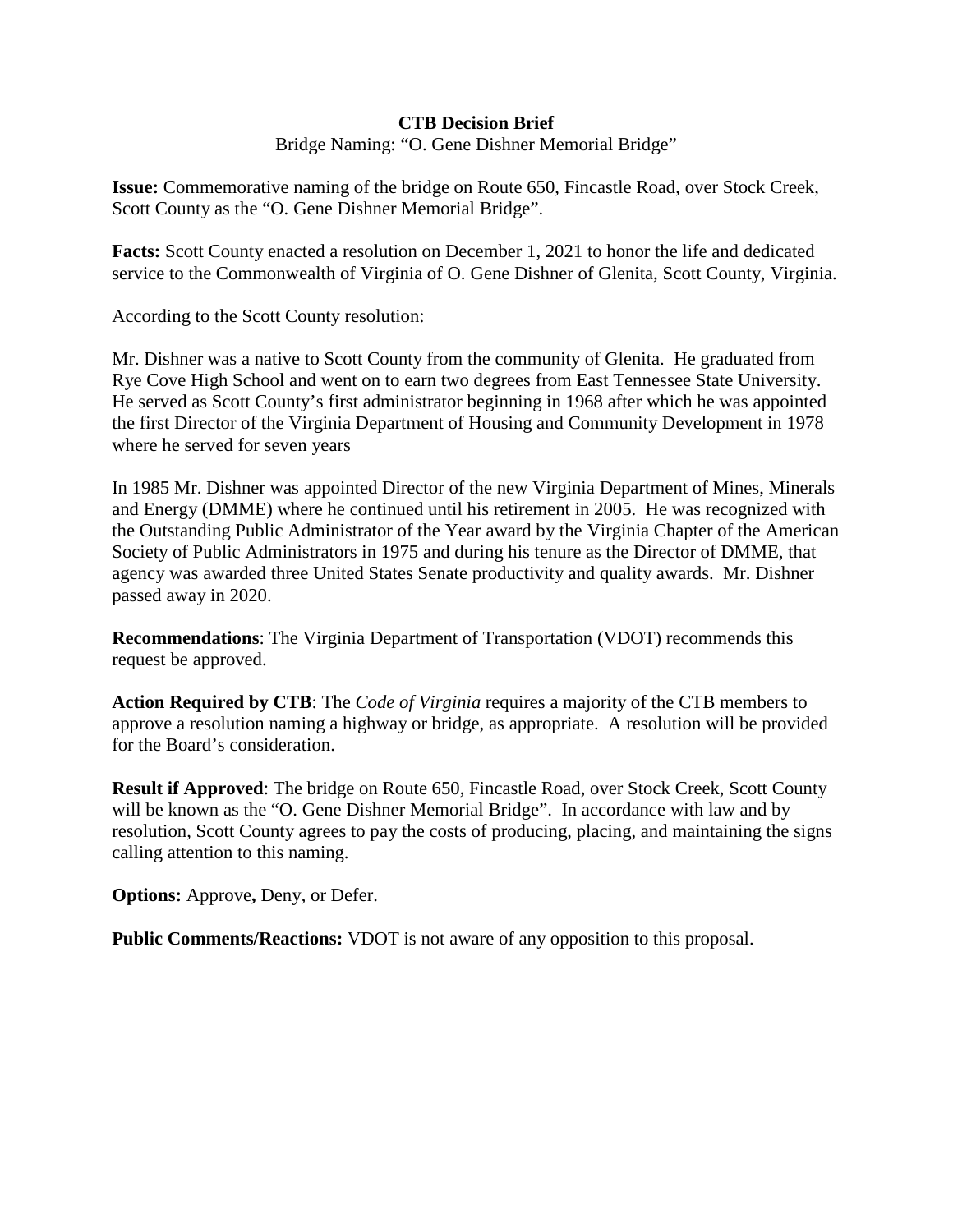**CTB Decision Brief**

Bridge Naming: "O. Gene Dishner Memorial Bridge"

**Issue:** Commemorative naming of the bridge on Route 650, Fincastle Road, over Stock Creek, Scott County as the "O. Gene Dishner Memorial Bridge".

**Facts:** Scott County enacted a resolution on December 1, 2021 to honor the life and dedicated service to the Commonwealth of Virginia of O. Gene Dishner of Glenita, Scott County, Virginia.

According to the Scott County resolution:

Mr. Dishner was a native to Scott County from the community of Glenita. He graduated from Rye Cove High School and went on to earn two degrees from East Tennessee State University. He served as Scott County's first administrator beginning in 1968 after which he was appointed the first Director of the Virginia Department of Housing and Community Development in 1978 where he served for seven years

In 1985 Mr. Dishner was appointed Director of the new Virginia Department of Mines, Minerals and Energy (DMME) where he continued until his retirement in 2005. He was recognized with the Outstanding Public Administrator of the Year award by the Virginia Chapter of the American Society of Public Administrators in 1975 and during his tenure as the Director of DMME, that agency was awarded three United States Senate productivity and quality awards. Mr. Dishner passed away in 2020.

**Recommendations**: The Virginia Department of Transportation (VDOT) recommends this request be approved.

**Action Required by CTB**: The *Code of Virginia* requires a majority of the CTB members to approve a resolution naming a highway or bridge, as appropriate. A resolution will be provided for the Board's consideration.

**Result if Approved**: The bridge on Route 650, Fincastle Road, over Stock Creek, Scott County will be known as the "O. Gene Dishner Memorial Bridge". In accordance with law and by resolution, Scott County agrees to pay the costs of producing, placing, and maintaining the signs calling attention to this naming.

**Options:** Approve**,** Deny, or Defer.

**Public Comments/Reactions:** VDOT is not aware of any opposition to this proposal.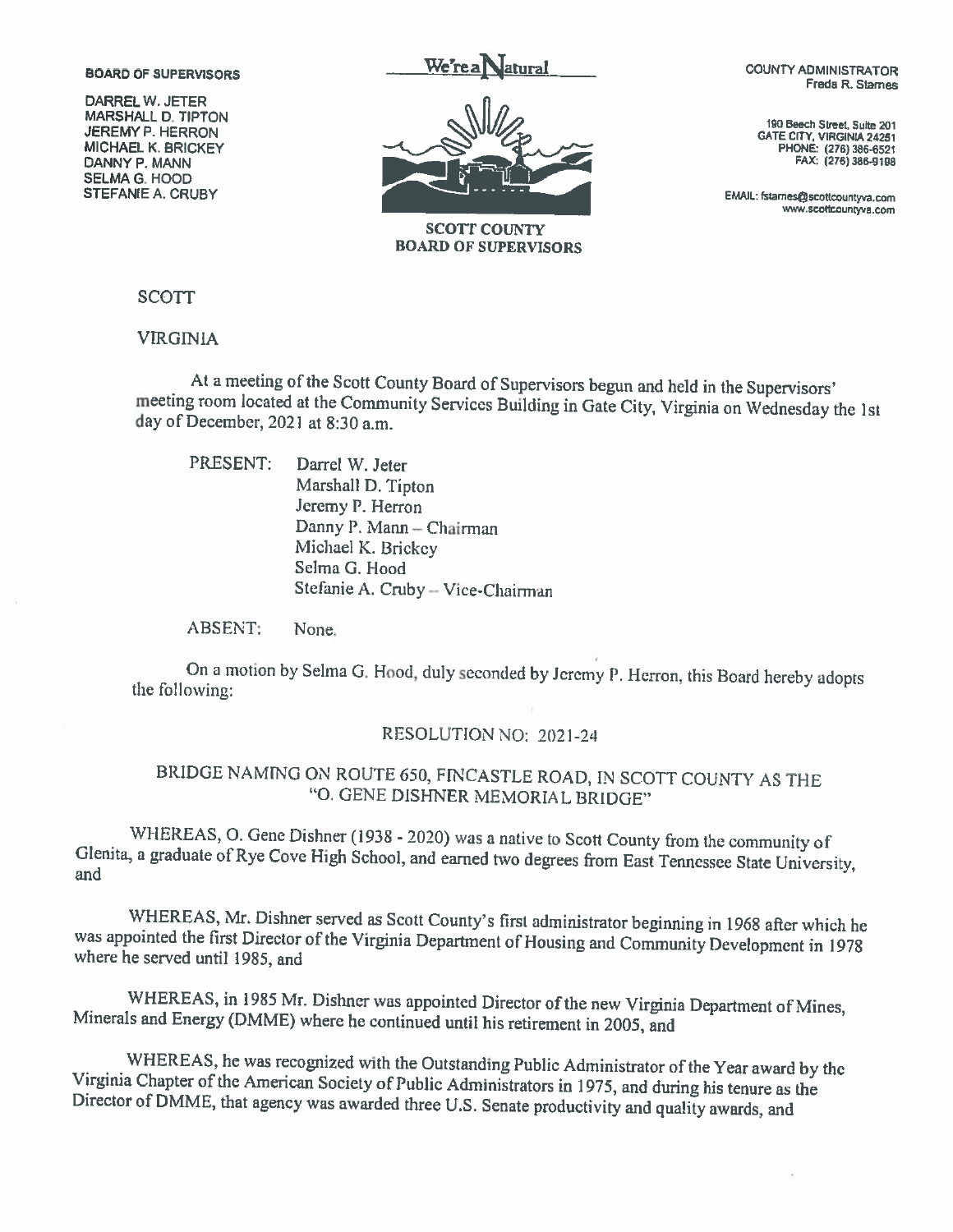BOARD OF SUPERVISORS

DARREL W. JETER
MARSHALL D. TIPTON
JEREMY P. HERRON
MICHAEL K. BRICKEY
DANNY P. MANN
SELMA G. HOOD
STEFANIE A. CRUBY

We're a Natural

SCOTT COUNTY
BOARD OF SUPERVISORS

COUNTY ADMINISTRATOR
Freda R. Starnes

190 Beech Street, Suite 201
GATE CITY, VIRGINIA 24251
PHONE: (276) 386-6521
FAX: (276) 386-9198

EMAIL: fstarnes@scottcountyva.com
www.scottcountyva.com

SCOTT

VIRGINIA

At a meeting of the Scott County Board of Supervisors begun and held in the Supervisors' meeting room located at the Community Services Building in Gate City, Virginia on Wednesday the 1st day of December, 2021 at 8:30 a.m.

PRESENT: Darrel W. Jeter
Marshall D. Tipton
Jeremy P. Herron
Danny P. Mann – Chairman
Michael K. Brickey
Selma G. Hood
Stefanie A. Cruby – Vice-Chairman

ABSENT: None.

On a motion by Selma G. Hood, duly seconded by Jeremy P. Herron, this Board hereby adopts the following:

RESOLUTION NO: 2021-24

BRIDGE NAMING ON ROUTE 650, FINCASTLE ROAD, IN SCOTT COUNTY AS THE "O. GENE DISHNER MEMORIAL BRIDGE"

WHEREAS, O. Gene Dishner (1938 - 2020) was a native to Scott County from the community of Glenita, a graduate of Rye Cove High School, and earned two degrees from East Tennessee State University, and

WHEREAS, Mr. Dishner served as Scott County's first administrator beginning in 1968 after which he was appointed the first Director of the Virginia Department of Housing and Community Development in 1978 where he served until 1985, and

WHEREAS, in 1985 Mr. Dishner was appointed Director of the new Virginia Department of Mines, Minerals and Energy (DMME) where he continued until his retirement in 2005, and

WHEREAS, he was recognized with the Outstanding Public Administrator of the Year award by the Virginia Chapter of the American Society of Public Administrators in 1975, and during his tenure as the Director of DMME, that agency was awarded three U.S. Senate productivity and quality awards, and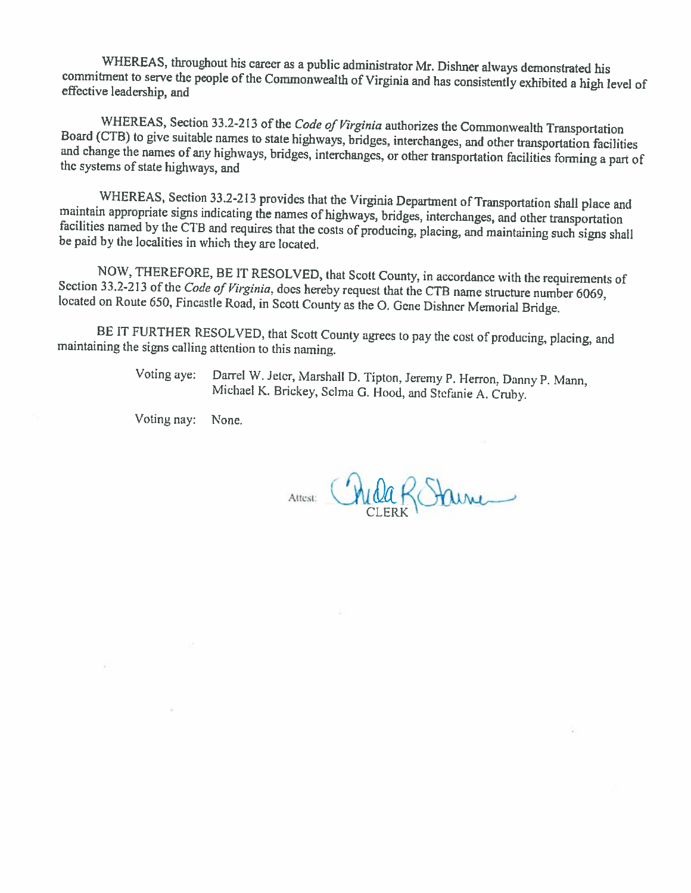WHEREAS, throughout his career as a public administrator Mr. Dishner always demonstrated his commitment to serve the people of the Commonwealth of Virginia and has consistently exhibited a high level of effective leadership, and

WHEREAS, Section 33.2-213 of the *Code of Virginia* authorizes the Commonwealth Transportation Board (CTB) to give suitable names to state highways, bridges, interchanges, and other transportation facilities and change the names of any highways, bridges, interchanges, or other transportation facilities forming a part of the systems of state highways, and

WHEREAS, Section 33.2-213 provides that the Virginia Department of Transportation shall place and maintain appropriate signs indicating the names of highways, bridges, interchanges, and other transportation facilities named by the CTB and requires that the costs of producing, placing, and maintaining such signs shall be paid by the localities in which they are located.

NOW, THEREFORE, BE IT RESOLVED, that Scott County, in accordance with the requirements of Section 33.2-213 of the *Code of Virginia*, does hereby request that the CTB name structure number 6069, located on Route 650, Fincastle Road, in Scott County as the O. Gene Dishner Memorial Bridge.

BE IT FURTHER RESOLVED, that Scott County agrees to pay the cost of producing, placing, and maintaining the signs calling attention to this naming.

Voting aye: Darrel W. Jeter, Marshall D. Tipton, Jeremy P. Herron, Danny P. Mann, Michael K. Brickey, Selma G. Hood, and Stefanie A. Cruby.

Voting nay: None.

Attest: CLERK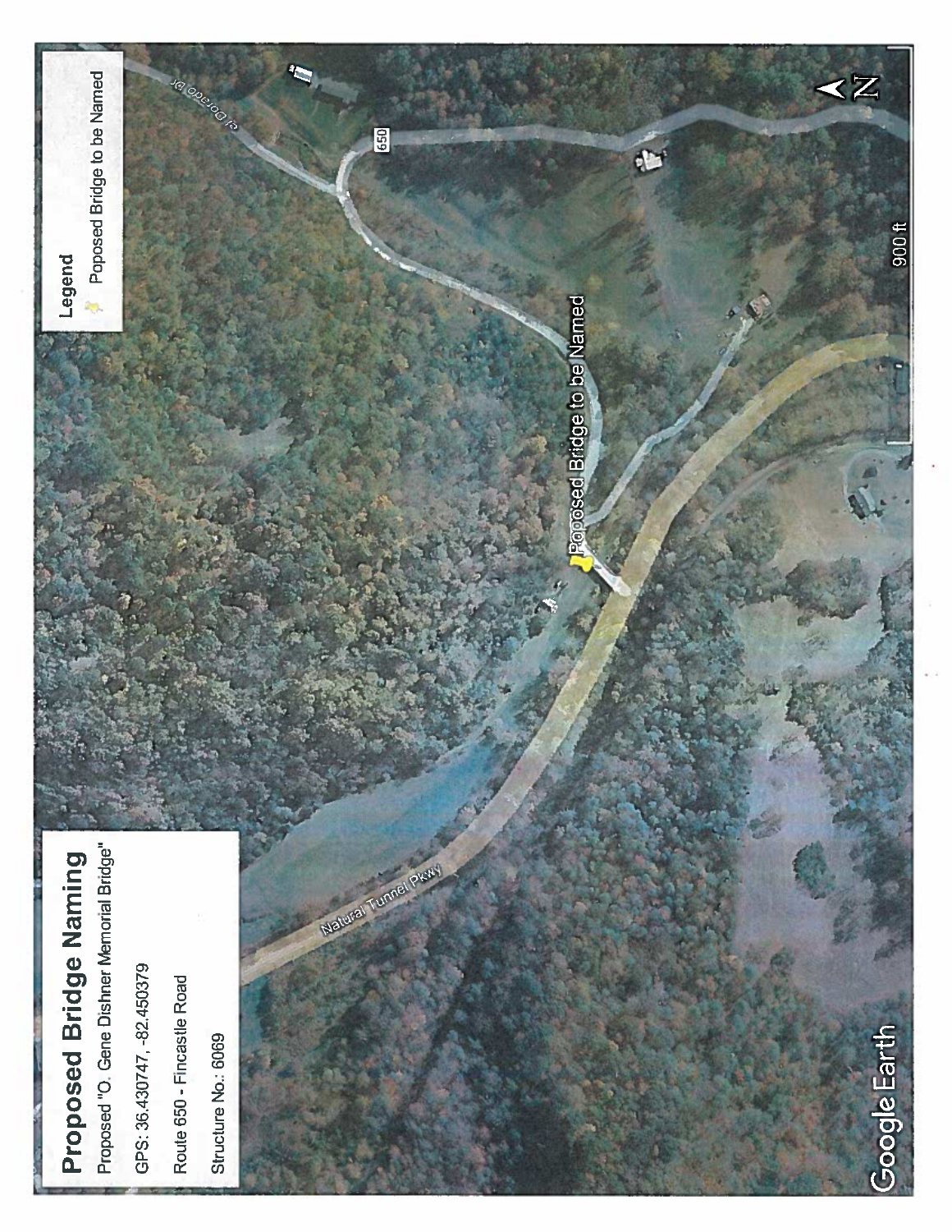# Proposed Bridge Naming

Proposed "O. Gene Dishner Memorial Bridge"

GPS: 36.430747, -82.450379

Route 650 - Fincastle Road

Structure No.: 6069

**Legend**

Poposed Bridge to be Named

Poposed Bridge to be Named

El Dorado Dr

650

Natural Tunnel Pkwy

900 ft

N

Google Earth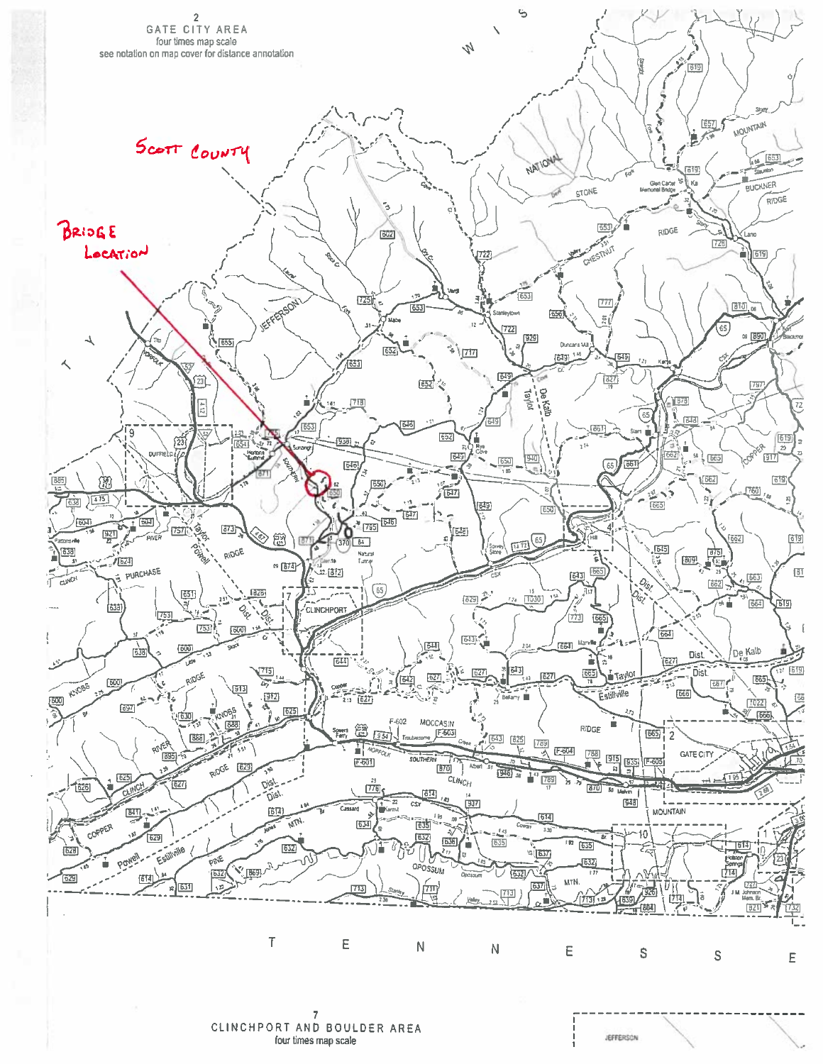2
GATE CITY AREA
four times map scale
see notation on map cover for distance annotation

SCOTT COUNTY

BRIDGE LOCATION

7
CLINCHPORT AND BOULDER AREA
four times map scale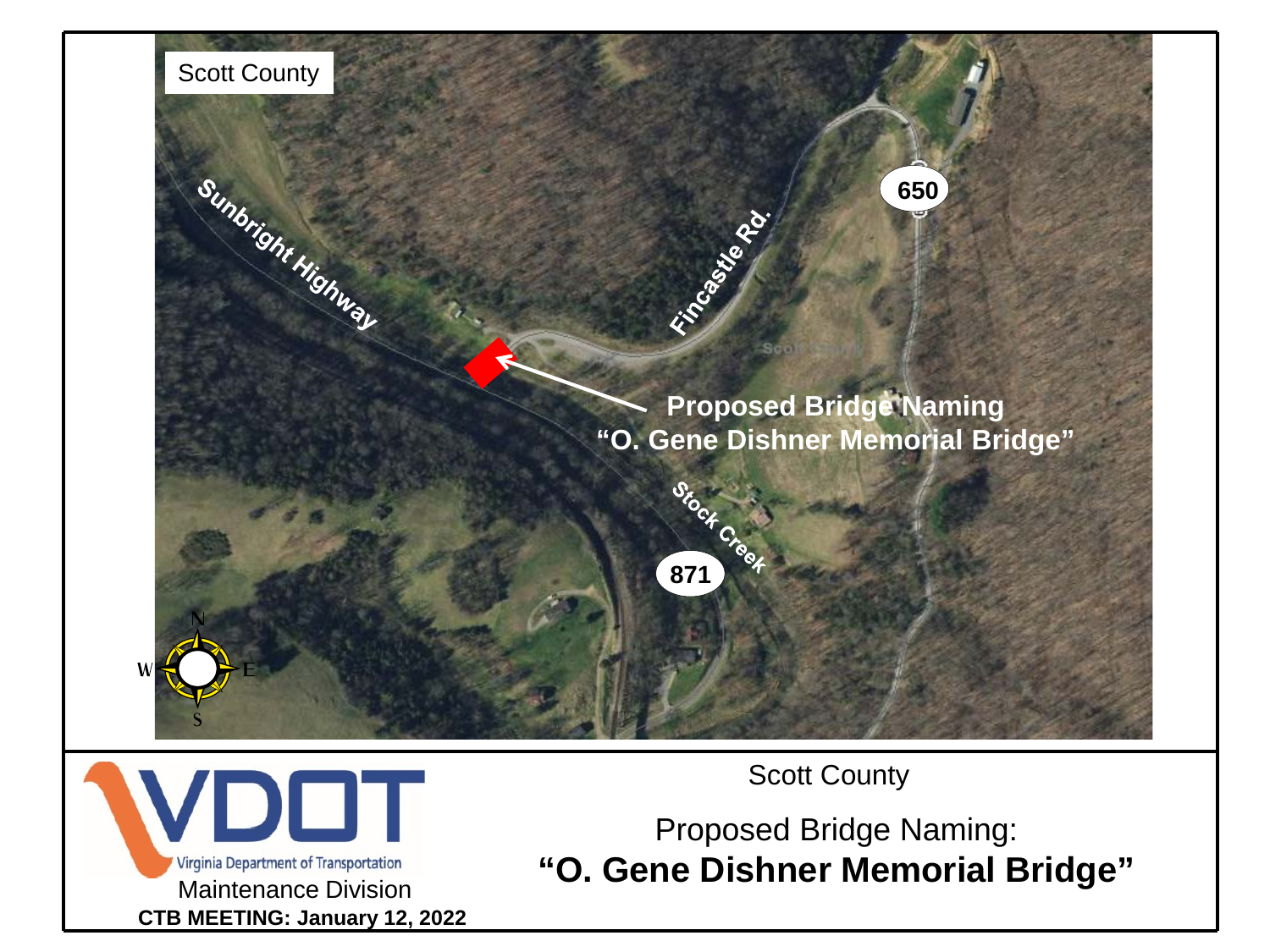Scott County

Sunbright Highway

Fincastle Rd.

650

Proposed Bridge Naming
"O. Gene Dishner Memorial Bridge"

Stock Creek

871

N
W
E
S

Virginia Department of Transportation
Maintenance Division
**CTB MEETING: January 12, 2022**

Scott County

Proposed Bridge Naming:
**"O. Gene Dishner Memorial Bridge"**